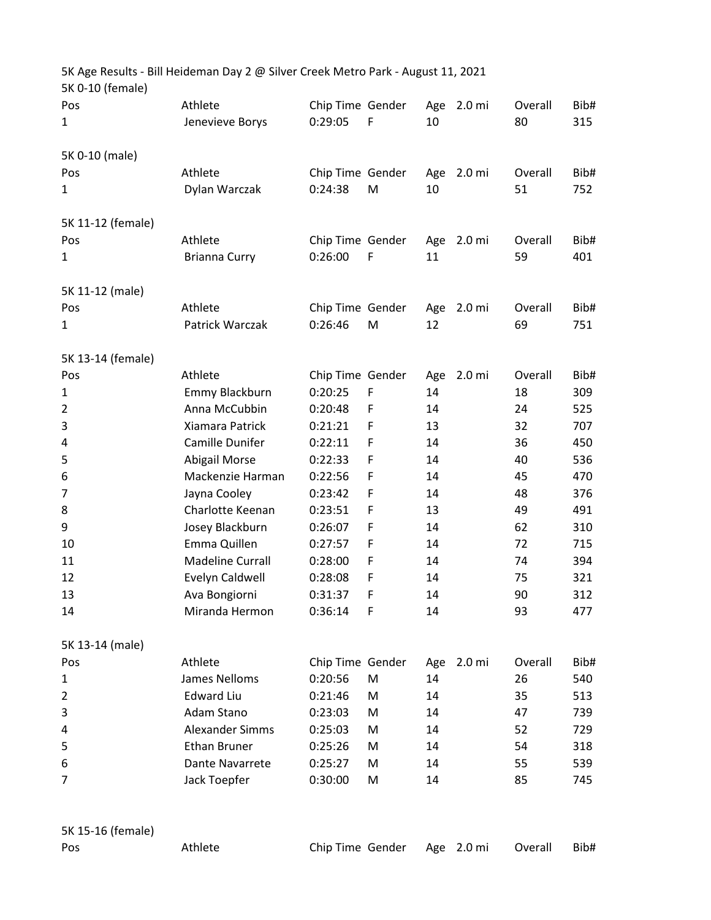# 5K Age Results - Bill Heideman Day 2 @ Silver Creek Metro Park - August 11, 2021

## 5K 0-10 (female)

| Pos | Athlete | Chip Time | Gender | Age | 2.0 mi | Overall | Bib# |
|---|---|---|---|---|---|---|---|
| 1 | Jenevieve Borys | 0:29:05 | F | 10 | | 80 | 315 |

## 5K 0-10 (male)

| Pos | Athlete | Chip Time | Gender | Age | 2.0 mi | Overall | Bib# |
|---|---|---|---|---|---|---|---|
| 1 | Dylan Warczak | 0:24:38 | M | 10 | | 51 | 752 |

## 5K 11-12 (female)

| Pos | Athlete | Chip Time | Gender | Age | 2.0 mi | Overall | Bib# |
|---|---|---|---|---|---|---|---|
| 1 | Brianna Curry | 0:26:00 | F | 11 | | 59 | 401 |

## 5K 11-12 (male)

| Pos | Athlete | Chip Time | Gender | Age | 2.0 mi | Overall | Bib# |
|---|---|---|---|---|---|---|---|
| 1 | Patrick Warczak | 0:26:46 | M | 12 | | 69 | 751 |

## 5K 13-14 (female)

| Pos | Athlete | Chip Time | Gender | Age | 2.0 mi | Overall | Bib# |
|---|---|---|---|---|---|---|---|
| 1 | Emmy Blackburn | 0:20:25 | F | 14 | | 18 | 309 |
| 2 | Anna McCubbin | 0:20:48 | F | 14 | | 24 | 525 |
| 3 | Xiamara Patrick | 0:21:21 | F | 13 | | 32 | 707 |
| 4 | Camille Dunifer | 0:22:11 | F | 14 | | 36 | 450 |
| 5 | Abigail Morse | 0:22:33 | F | 14 | | 40 | 536 |
| 6 | Mackenzie Harman | 0:22:56 | F | 14 | | 45 | 470 |
| 7 | Jayna Cooley | 0:23:42 | F | 14 | | 48 | 376 |
| 8 | Charlotte Keenan | 0:23:51 | F | 13 | | 49 | 491 |
| 9 | Josey Blackburn | 0:26:07 | F | 14 | | 62 | 310 |
| 10 | Emma Quillen | 0:27:57 | F | 14 | | 72 | 715 |
| 11 | Madeline Currall | 0:28:00 | F | 14 | | 74 | 394 |
| 12 | Evelyn Caldwell | 0:28:08 | F | 14 | | 75 | 321 |
| 13 | Ava Bongiorni | 0:31:37 | F | 14 | | 90 | 312 |
| 14 | Miranda Hermon | 0:36:14 | F | 14 | | 93 | 477 |

## 5K 13-14 (male)

| Pos | Athlete | Chip Time | Gender | Age | 2.0 mi | Overall | Bib# |
|---|---|---|---|---|---|---|---|
| 1 | James Nelloms | 0:20:56 | M | 14 | | 26 | 540 |
| 2 | Edward Liu | 0:21:46 | M | 14 | | 35 | 513 |
| 3 | Adam Stano | 0:23:03 | M | 14 | | 47 | 739 |
| 4 | Alexander Simms | 0:25:03 | M | 14 | | 52 | 729 |
| 5 | Ethan Bruner | 0:25:26 | M | 14 | | 54 | 318 |
| 6 | Dante Navarrete | 0:25:27 | M | 14 | | 55 | 539 |
| 7 | Jack Toepfer | 0:30:00 | M | 14 | | 85 | 745 |

## 5K 15-16 (female)

| Pos | Athlete | Chip Time | Gender | Age | 2.0 mi | Overall | Bib# |
|---|---|---|---|---|---|---|---|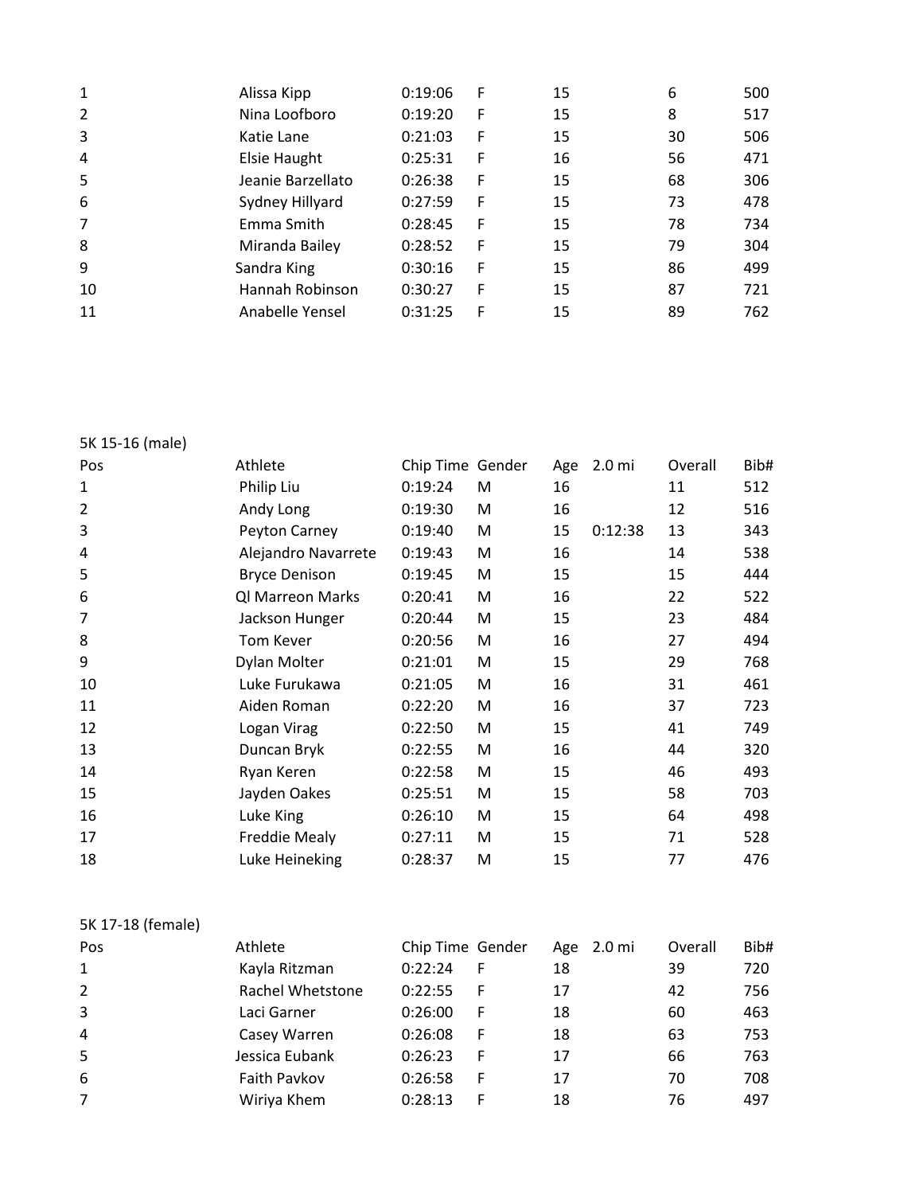| Pos | Athlete | Chip Time | Gender | Age | 2.0 mi | Overall | Bib# |
|---|---|---|---|---|---|---|---|
| 1 | Alissa Kipp | 0:19:06 | F | 15 | | 6 | 500 |
| 2 | Nina Loofboro | 0:19:20 | F | 15 | | 8 | 517 |
| 3 | Katie Lane | 0:21:03 | F | 15 | | 30 | 506 |
| 4 | Elsie Haught | 0:25:31 | F | 16 | | 56 | 471 |
| 5 | Jeanie Barzellato | 0:26:38 | F | 15 | | 68 | 306 |
| 6 | Sydney Hillyard | 0:27:59 | F | 15 | | 73 | 478 |
| 7 | Emma Smith | 0:28:45 | F | 15 | | 78 | 734 |
| 8 | Miranda Bailey | 0:28:52 | F | 15 | | 79 | 304 |
| 9 | Sandra King | 0:30:16 | F | 15 | | 86 | 499 |
| 10 | Hannah Robinson | 0:30:27 | F | 15 | | 87 | 721 |
| 11 | Anabelle Yensel | 0:31:25 | F | 15 | | 89 | 762 |

5K 15-16 (male)

| Pos | Athlete | Chip Time | Gender | Age | 2.0 mi | Overall | Bib# |
|---|---|---|---|---|---|---|---|
| 1 | Philip Liu | 0:19:24 | M | 16 | | 11 | 512 |
| 2 | Andy Long | 0:19:30 | M | 16 | | 12 | 516 |
| 3 | Peyton Carney | 0:19:40 | M | 15 | 0:12:38 | 13 | 343 |
| 4 | Alejandro Navarrete | 0:19:43 | M | 16 | | 14 | 538 |
| 5 | Bryce Denison | 0:19:45 | M | 15 | | 15 | 444 |
| 6 | Ql Marreon Marks | 0:20:41 | M | 16 | | 22 | 522 |
| 7 | Jackson Hunger | 0:20:44 | M | 15 | | 23 | 484 |
| 8 | Tom Kever | 0:20:56 | M | 16 | | 27 | 494 |
| 9 | Dylan Molter | 0:21:01 | M | 15 | | 29 | 768 |
| 10 | Luke Furukawa | 0:21:05 | M | 16 | | 31 | 461 |
| 11 | Aiden Roman | 0:22:20 | M | 16 | | 37 | 723 |
| 12 | Logan Virag | 0:22:50 | M | 15 | | 41 | 749 |
| 13 | Duncan Bryk | 0:22:55 | M | 16 | | 44 | 320 |
| 14 | Ryan Keren | 0:22:58 | M | 15 | | 46 | 493 |
| 15 | Jayden Oakes | 0:25:51 | M | 15 | | 58 | 703 |
| 16 | Luke King | 0:26:10 | M | 15 | | 64 | 498 |
| 17 | Freddie Mealy | 0:27:11 | M | 15 | | 71 | 528 |
| 18 | Luke Heineking | 0:28:37 | M | 15 | | 77 | 476 |

5K 17-18 (female)

| Pos | Athlete | Chip Time | Gender | Age | 2.0 mi | Overall | Bib# |
|---|---|---|---|---|---|---|---|
| 1 | Kayla Ritzman | 0:22:24 | F | 18 | | 39 | 720 |
| 2 | Rachel Whetstone | 0:22:55 | F | 17 | | 42 | 756 |
| 3 | Laci Garner | 0:26:00 | F | 18 | | 60 | 463 |
| 4 | Casey Warren | 0:26:08 | F | 18 | | 63 | 753 |
| 5 | Jessica Eubank | 0:26:23 | F | 17 | | 66 | 763 |
| 6 | Faith Pavkov | 0:26:58 | F | 17 | | 70 | 708 |
| 7 | Wiriya Khem | 0:28:13 | F | 18 | | 76 | 497 |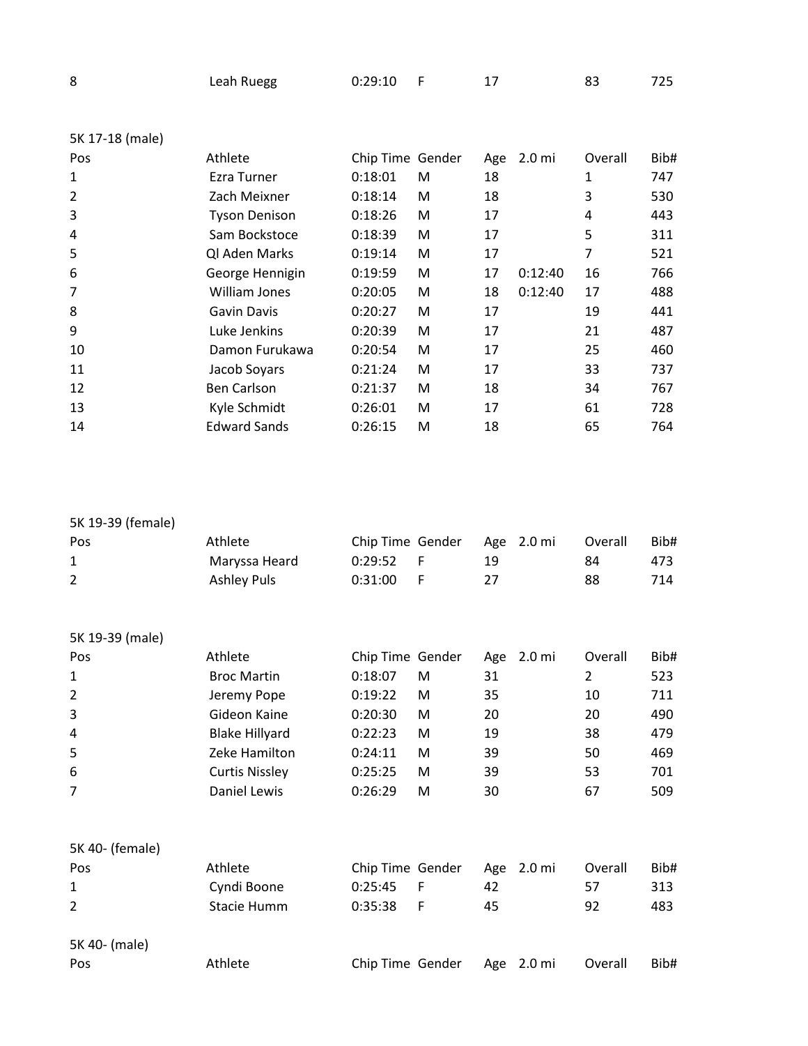| 8 | Leah Ruegg | 0:29:10 | F | 17 | | 83 | 725 |
|---|---|---|---|---|---|---|---|

5K 17-18 (male)

| Pos | Athlete | Chip Time | Gender | Age | 2.0 mi | Overall | Bib# |
|---|---|---|---|---|---|---|---|
| 1 | Ezra Turner | 0:18:01 | M | 18 | | 1 | 747 |
| 2 | Zach Meixner | 0:18:14 | M | 18 | | 3 | 530 |
| 3 | Tyson Denison | 0:18:26 | M | 17 | | 4 | 443 |
| 4 | Sam Bockstoce | 0:18:39 | M | 17 | | 5 | 311 |
| 5 | Ql Aden Marks | 0:19:14 | M | 17 | | 7 | 521 |
| 6 | George Hennigin | 0:19:59 | M | 17 | 0:12:40 | 16 | 766 |
| 7 | William Jones | 0:20:05 | M | 18 | 0:12:40 | 17 | 488 |
| 8 | Gavin Davis | 0:20:27 | M | 17 | | 19 | 441 |
| 9 | Luke Jenkins | 0:20:39 | M | 17 | | 21 | 487 |
| 10 | Damon Furukawa | 0:20:54 | M | 17 | | 25 | 460 |
| 11 | Jacob Soyars | 0:21:24 | M | 17 | | 33 | 737 |
| 12 | Ben Carlson | 0:21:37 | M | 18 | | 34 | 767 |
| 13 | Kyle Schmidt | 0:26:01 | M | 17 | | 61 | 728 |
| 14 | Edward Sands | 0:26:15 | M | 18 | | 65 | 764 |

5K 19-39 (female)

| Pos | Athlete | Chip Time | Gender | Age | 2.0 mi | Overall | Bib# |
|---|---|---|---|---|---|---|---|
| 1 | Maryssa Heard | 0:29:52 | F | 19 | | 84 | 473 |
| 2 | Ashley Puls | 0:31:00 | F | 27 | | 88 | 714 |

5K 19-39 (male)

| Pos | Athlete | Chip Time | Gender | Age | 2.0 mi | Overall | Bib# |
|---|---|---|---|---|---|---|---|
| 1 | Broc Martin | 0:18:07 | M | 31 | | 2 | 523 |
| 2 | Jeremy Pope | 0:19:22 | M | 35 | | 10 | 711 |
| 3 | Gideon Kaine | 0:20:30 | M | 20 | | 20 | 490 |
| 4 | Blake Hillyard | 0:22:23 | M | 19 | | 38 | 479 |
| 5 | Zeke Hamilton | 0:24:11 | M | 39 | | 50 | 469 |
| 6 | Curtis Nissley | 0:25:25 | M | 39 | | 53 | 701 |
| 7 | Daniel Lewis | 0:26:29 | M | 30 | | 67 | 509 |

5K 40- (female)

| Pos | Athlete | Chip Time | Gender | Age | 2.0 mi | Overall | Bib# |
|---|---|---|---|---|---|---|---|
| 1 | Cyndi Boone | 0:25:45 | F | 42 | | 57 | 313 |
| 2 | Stacie Humm | 0:35:38 | F | 45 | | 92 | 483 |

5K 40- (male)

| Pos | Athlete | Chip Time | Gender | Age | 2.0 mi | Overall | Bib# |
|---|---|---|---|---|---|---|---|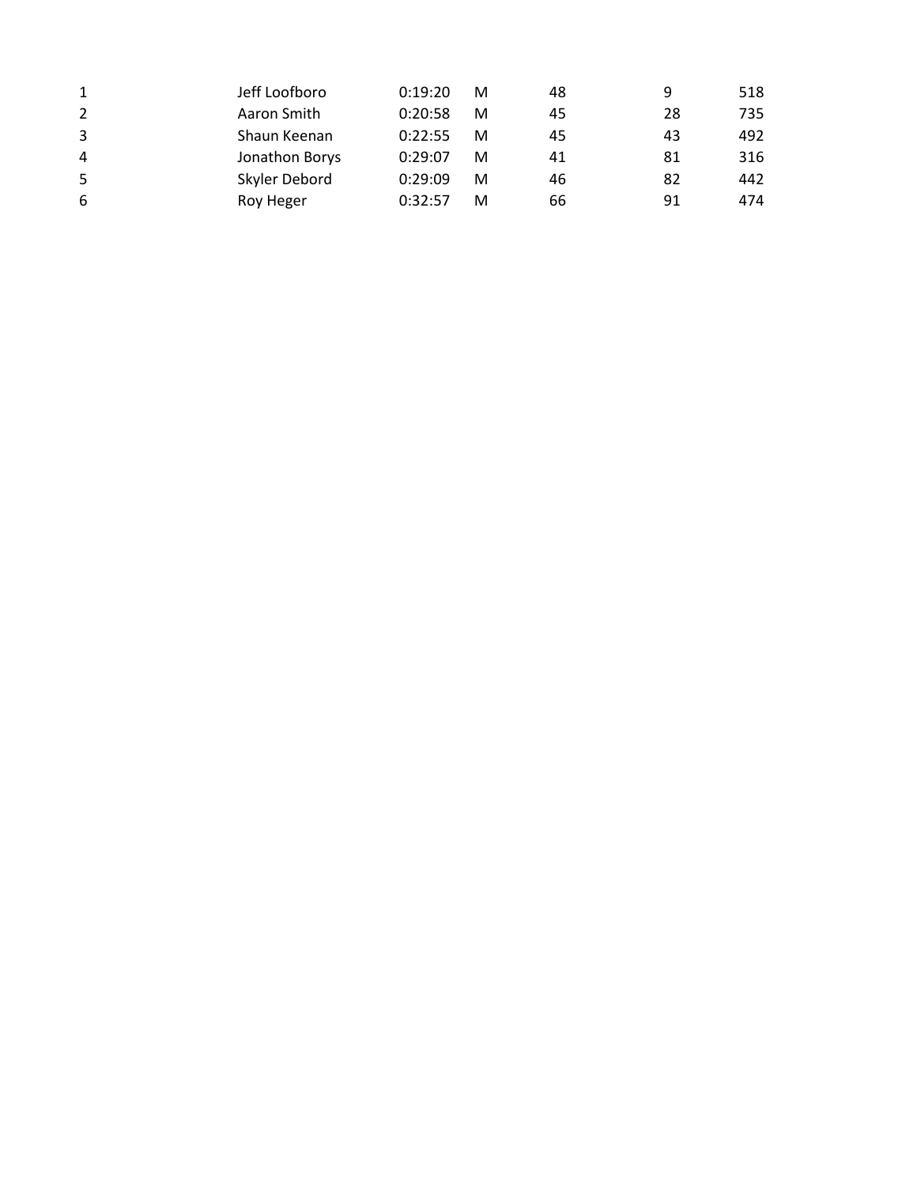| | | | | | | |
|---|---|---|---|---|---|---|
| 1 | Jeff Loofboro | 0:19:20 | M | 48 | 9 | 518 |
| 2 | Aaron Smith | 0:20:58 | M | 45 | 28 | 735 |
| 3 | Shaun Keenan | 0:22:55 | M | 45 | 43 | 492 |
| 4 | Jonathon Borys | 0:29:07 | M | 41 | 81 | 316 |
| 5 | Skyler Debord | 0:29:09 | M | 46 | 82 | 442 |
| 6 | Roy Heger | 0:32:57 | M | 66 | 91 | 474 |